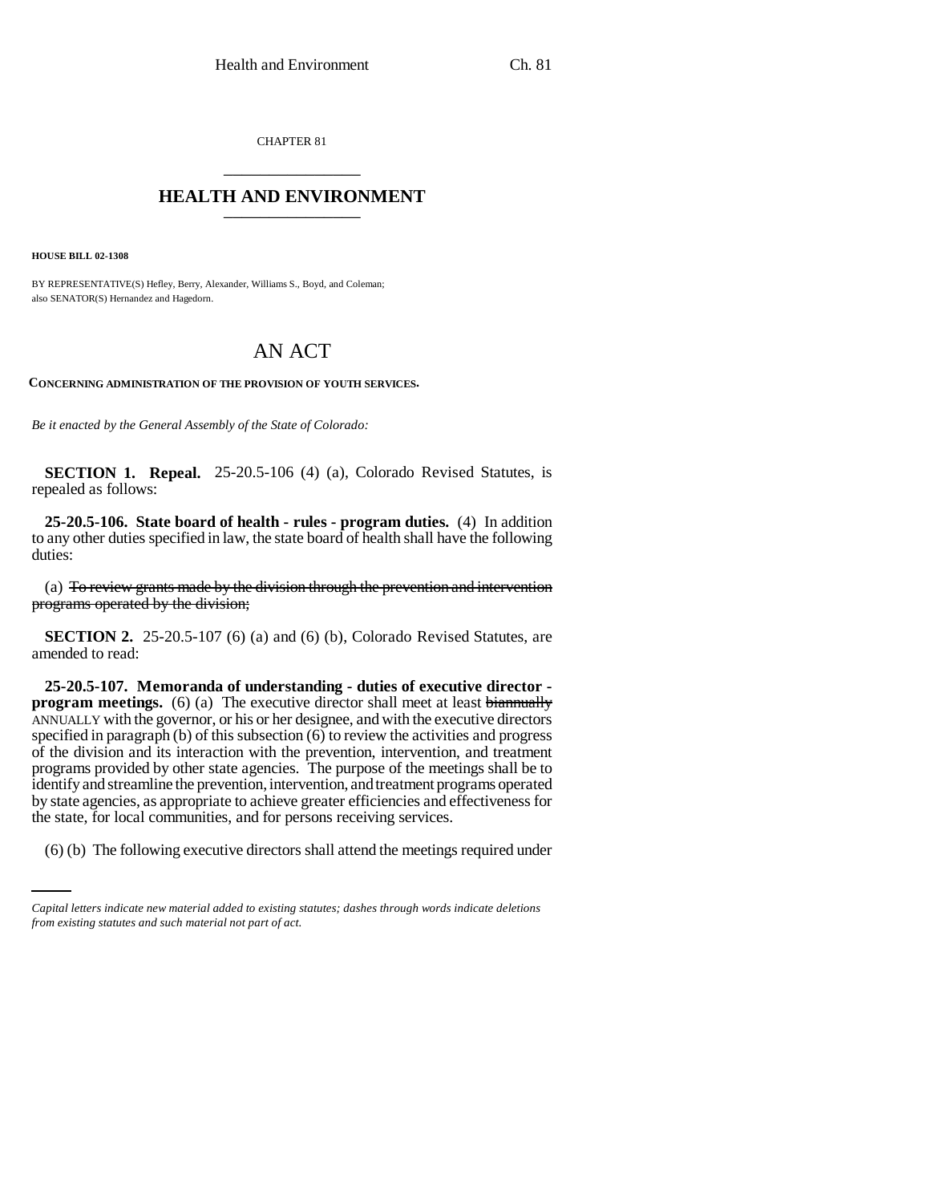CHAPTER 81

---

# HEALTH AND ENVIRONMENT

---

**HOUSE BILL 02-1308**

BY REPRESENTATIVE(S) Hefley, Berry, Alexander, Williams S., Boyd, and Coleman;
also SENATOR(S) Hernandez and Hagedorn.

# AN ACT

**CONCERNING ADMINISTRATION OF THE PROVISION OF YOUTH SERVICES.**

*Be it enacted by the General Assembly of the State of Colorado:*

**SECTION 1. Repeal.** 25-20.5-106 (4) (a), Colorado Revised Statutes, is repealed as follows:

**25-20.5-106. State board of health - rules - program duties.** (4) In addition to any other duties specified in law, the state board of health shall have the following duties:

(a) ~~To review grants made by the division through the prevention and intervention programs operated by the division;~~

**SECTION 2.** 25-20.5-107 (6) (a) and (6) (b), Colorado Revised Statutes, are amended to read:

**25-20.5-107. Memoranda of understanding - duties of executive director - program meetings.** (6) (a) The executive director shall meet at least ~~biannually~~ ANNUALLY with the governor, or his or her designee, and with the executive directors specified in paragraph (b) of this subsection (6) to review the activities and progress of the division and its interaction with the prevention, intervention, and treatment programs provided by other state agencies. The purpose of the meetings shall be to identify and streamline the prevention, intervention, and treatment programs operated by state agencies, as appropriate to achieve greater efficiencies and effectiveness for the state, for local communities, and for persons receiving services.

(6) (b) The following executive directors shall attend the meetings required under

---

*Capital letters indicate new material added to existing statutes; dashes through words indicate deletions from existing statutes and such material not part of act.*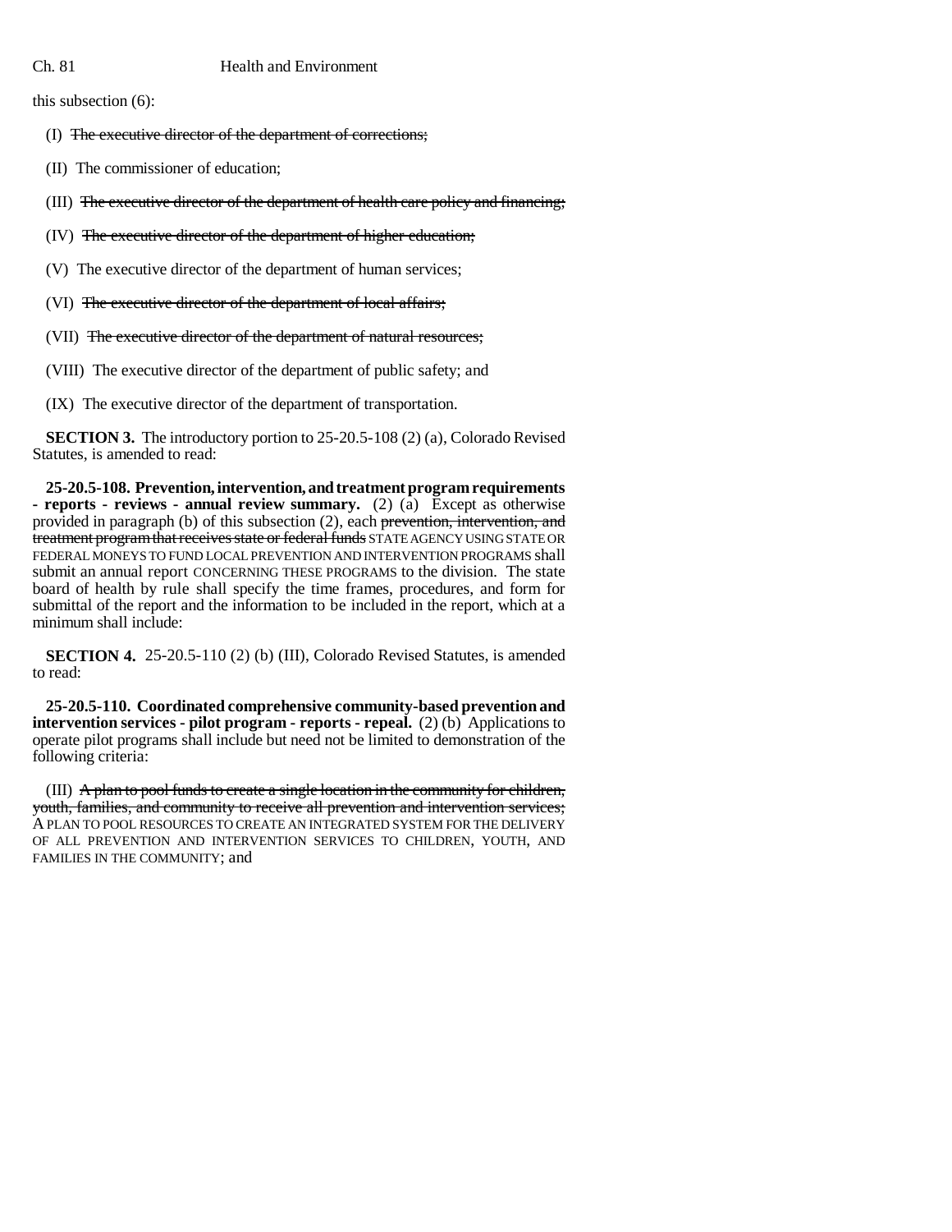this subsection (6):

(I) ~~The executive director of the department of corrections;~~

(II) The commissioner of education;

(III) ~~The executive director of the department of health care policy and financing;~~

(IV) ~~The executive director of the department of higher education;~~

(V) The executive director of the department of human services;

(VI) ~~The executive director of the department of local affairs;~~

(VII) ~~The executive director of the department of natural resources;~~

(VIII) The executive director of the department of public safety; and

(IX) The executive director of the department of transportation.

**SECTION 3.** The introductory portion to 25-20.5-108 (2) (a), Colorado Revised Statutes, is amended to read:

**25-20.5-108. Prevention, intervention, and treatment program requirements - reports - reviews - annual review summary.** (2) (a) Except as otherwise provided in paragraph (b) of this subsection (2), each ~~prevention, intervention, and treatment program that receives state or federal funds~~ STATE AGENCY USING STATE OR FEDERAL MONEYS TO FUND LOCAL PREVENTION AND INTERVENTION PROGRAMS shall submit an annual report CONCERNING THESE PROGRAMS to the division. The state board of health by rule shall specify the time frames, procedures, and form for submittal of the report and the information to be included in the report, which at a minimum shall include:

**SECTION 4.** 25-20.5-110 (2) (b) (III), Colorado Revised Statutes, is amended to read:

**25-20.5-110. Coordinated comprehensive community-based prevention and intervention services - pilot program - reports - repeal.** (2) (b) Applications to operate pilot programs shall include but need not be limited to demonstration of the following criteria:

(III) ~~A plan to pool funds to create a single location in the community for children, youth, families, and community to receive all prevention and intervention services;~~ A PLAN TO POOL RESOURCES TO CREATE AN INTEGRATED SYSTEM FOR THE DELIVERY OF ALL PREVENTION AND INTERVENTION SERVICES TO CHILDREN, YOUTH, AND FAMILIES IN THE COMMUNITY; and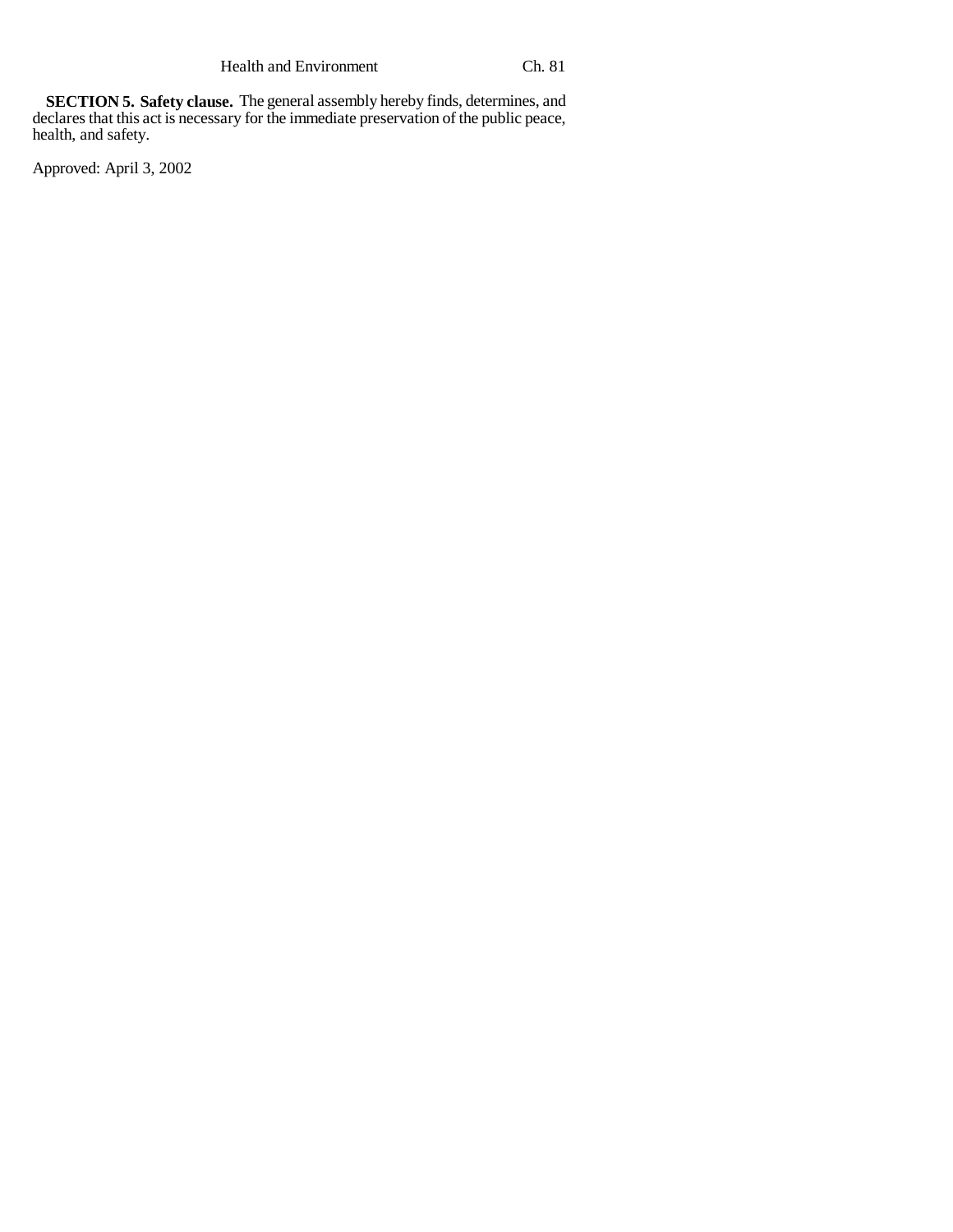**SECTION 5. Safety clause.** The general assembly hereby finds, determines, and declares that this act is necessary for the immediate preservation of the public peace, health, and safety.

Approved: April 3, 2002